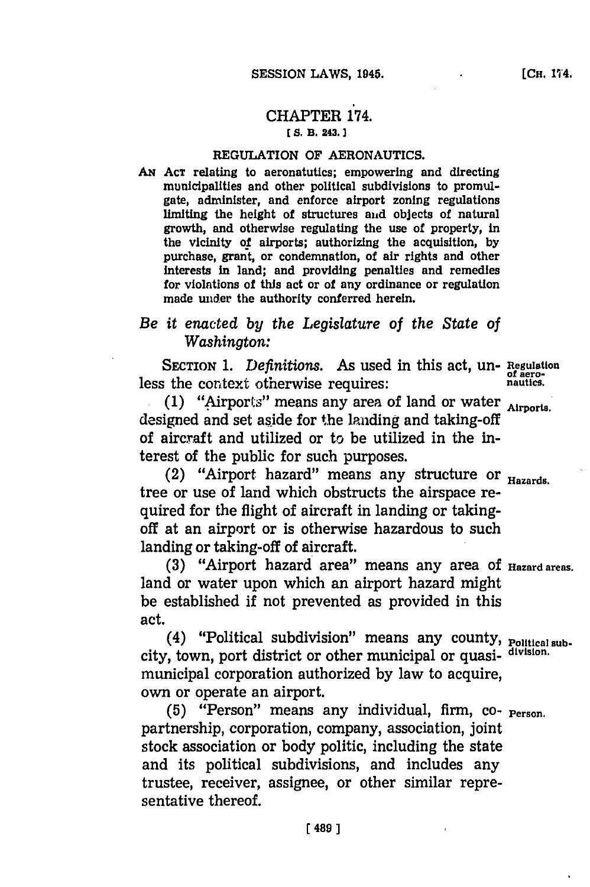# CHAPTER 174.

[S. B. 243.]

## REGULATION OF AERONAUTICS.

AN ACT relating to aeronatutics; empowering and directing municipalities and other political subdivisions to promulgate, administer, and enforce airport zoning regulations limiting the height of structures and objects of natural growth, and otherwise regulating the use of property, in the vicinity of airports; authorizing the acquisition, by purchase, grant, or condemnation, of air rights and other interests in land; and providing penalties and remedies for violations of this act or of any ordinance or regulation made under the authority conferred herein.

*Be it enacted by the Legislature of the State of Washington:*

SECTION 1. *Definitions.* As used in this act, unless the context otherwise requires: **Regulation of aeronautics.**

(1) "Airports" means any area of land or water designed and set aside for the landing and taking-off of aircraft and utilized or to be utilized in the interest of the public for such purposes. **Airports.**

(2) "Airport hazard" means any structure or tree or use of land which obstructs the airspace required for the flight of aircraft in landing or taking-off at an airport or is otherwise hazardous to such landing or taking-off of aircraft. **Hazards.**

(3) "Airport hazard area" means any area of land or water upon which an airport hazard might be established if not prevented as provided in this act. **Hazard areas.**

(4) "Political subdivision" means any county, city, town, port district or other municipal or quasi-municipal corporation authorized by law to acquire, own or operate an airport. **Political subdivision.**

(5) "Person" means any individual, firm, co-partnership, corporation, company, association, joint stock association or body politic, including the state and its political subdivisions, and includes any trustee, receiver, assignee, or other similar representative thereof. **Person.**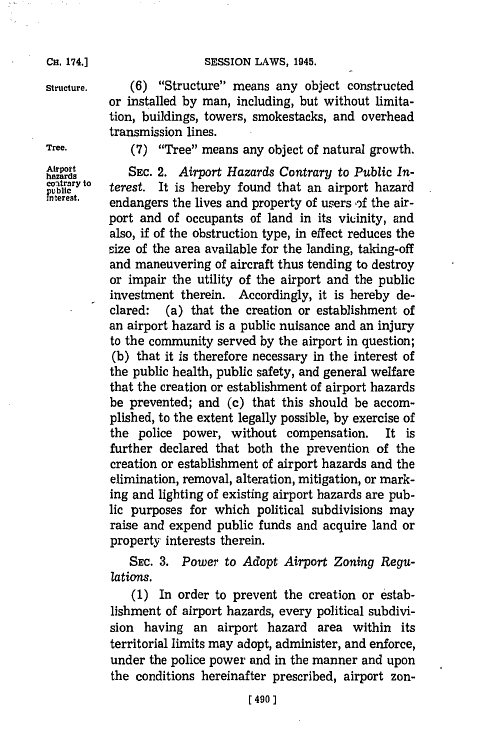Structure. (6) "Structure" means any object constructed or installed by man, including, but without limitation, buildings, towers, smokestacks, and overhead transmission lines.

Tree. (7) "Tree" means any object of natural growth.

Airport hazards contrary to public interest. SEC. 2. *Airport Hazards Contrary to Public Interest.* It is hereby found that an airport hazard endangers the lives and property of users of the airport and of occupants of land in its vicinity, and also, if of the obstruction type, in effect reduces the size of the area available for the landing, taking-off and maneuvering of aircraft thus tending to destroy or impair the utility of the airport and the public investment therein. Accordingly, it is hereby declared: (a) that the creation or establishment of an airport hazard is a public nuisance and an injury to the community served by the airport in question; (b) that it is therefore necessary in the interest of the public health, public safety, and general welfare that the creation or establishment of airport hazards be prevented; and (c) that this should be accomplished, to the extent legally possible, by exercise of the police power, without compensation. It is further declared that both the prevention of the creation or establishment of airport hazards and the elimination, removal, alteration, mitigation, or marking and lighting of existing airport hazards are public purposes for which political subdivisions may raise and expend public funds and acquire land or property interests therein.

SEC. 3. *Power to Adopt Airport Zoning Regulations.*

(1) In order to prevent the creation or establishment of airport hazards, every political subdivision having an airport hazard area within its territorial limits may adopt, administer, and enforce, under the police power and in the manner and upon the conditions hereinafter prescribed, airport zon-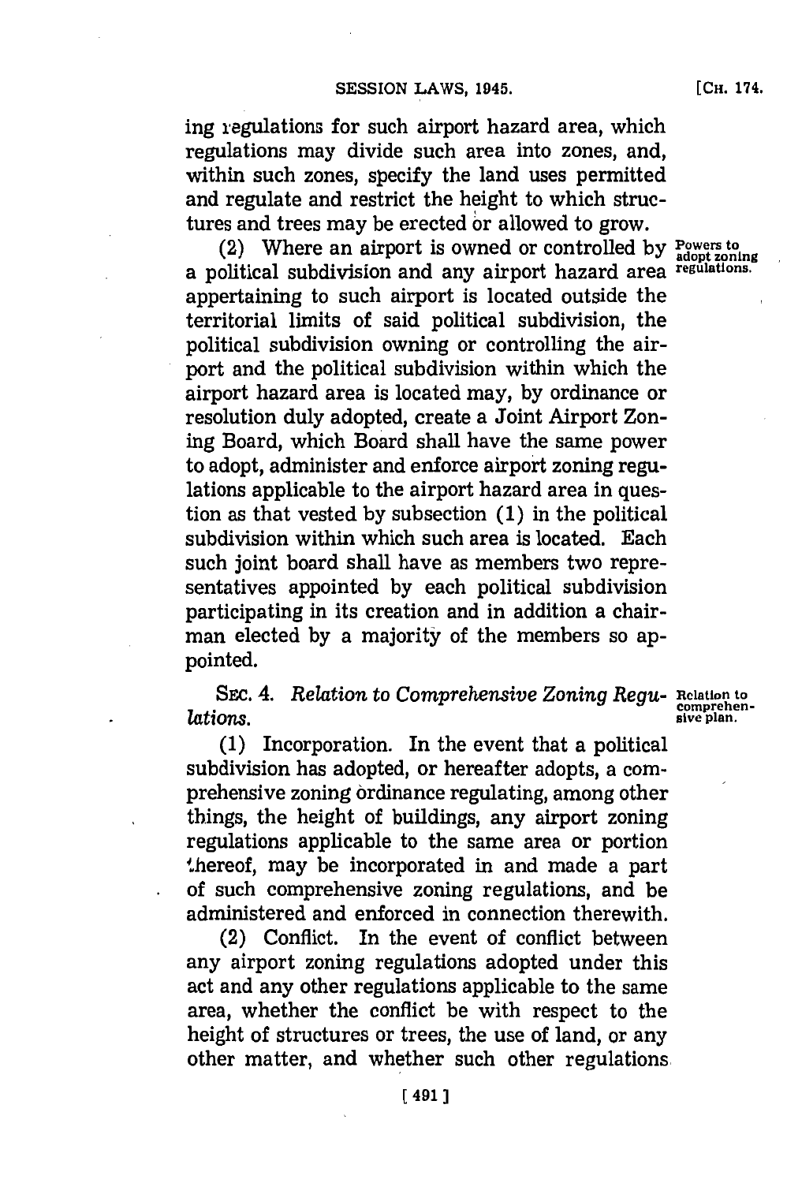ing regulations for such airport hazard area, which regulations may divide such area into zones, and, within such zones, specify the land uses permitted and regulate and restrict the height to which structures and trees may be erected or allowed to grow.

(2) Where an airport is owned or controlled by a political subdivision and any airport hazard area appertaining to such airport is located outside the territorial limits of said political subdivision, the political subdivision owning or controlling the airport and the political subdivision within which the airport hazard area is located may, by ordinance or resolution duly adopted, create a Joint Airport Zoning Board, which Board shall have the same power to adopt, administer and enforce airport zoning regulations applicable to the airport hazard area in question as that vested by subsection (1) in the political subdivision within which such area is located. Each such joint board shall have as members two representatives appointed by each political subdivision participating in its creation and in addition a chairman elected by a majority of the members so appointed.

Powers to adopt zoning regulations.

SEC. 4. *Relation to Comprehensive Zoning Regulations.*

Relation to comprehensive plan.

(1) Incorporation. In the event that a political subdivision has adopted, or hereafter adopts, a comprehensive zoning ordinance regulating, among other things, the height of buildings, any airport zoning regulations applicable to the same area or portion thereof, may be incorporated in and made a part of such comprehensive zoning regulations, and be administered and enforced in connection therewith.

(2) Conflict. In the event of conflict between any airport zoning regulations adopted under this act and any other regulations applicable to the same area, whether the conflict be with respect to the height of structures or trees, the use of land, or any other matter, and whether such other regulations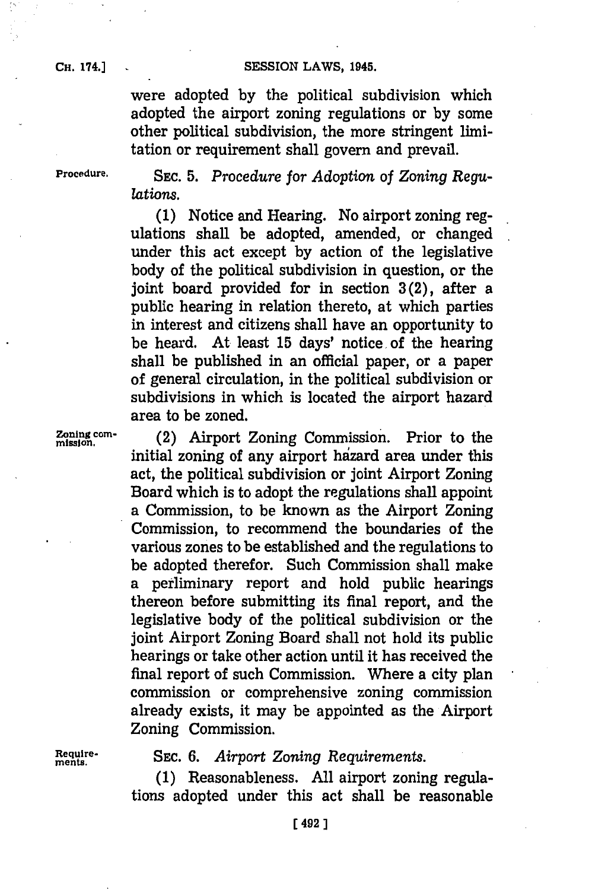were adopted by the political subdivision which adopted the airport zoning regulations or by some other political subdivision, the more stringent limitation or requirement shall govern and prevail.

Procedure.

SEC. 5. *Procedure for Adoption of Zoning Regulations.*

(1) Notice and Hearing. No airport zoning regulations shall be adopted, amended, or changed under this act except by action of the legislative body of the political subdivision in question, or the joint board provided for in section 3(2), after a public hearing in relation thereto, at which parties in interest and citizens shall have an opportunity to be heard. At least 15 days' notice of the hearing shall be published in an official paper, or a paper of general circulation, in the political subdivision or subdivisions in which is located the airport hazard area to be zoned.

Zoning commission.

(2) Airport Zoning Commission. Prior to the initial zoning of any airport hazard area under this act, the political subdivision or joint Airport Zoning Board which is to adopt the regulations shall appoint a Commission, to be known as the Airport Zoning Commission, to recommend the boundaries of the various zones to be established and the regulations to be adopted therefor. Such Commission shall make a perliminary report and hold public hearings thereon before submitting its final report, and the legislative body of the political subdivision or the joint Airport Zoning Board shall not hold its public hearings or take other action until it has received the final report of such Commission. Where a city plan commission or comprehensive zoning commission already exists, it may be appointed as the Airport Zoning Commission.

Requirements.

SEC. 6. *Airport Zoning Requirements.*

(1) Reasonableness. All airport zoning regulations adopted under this act shall be reasonable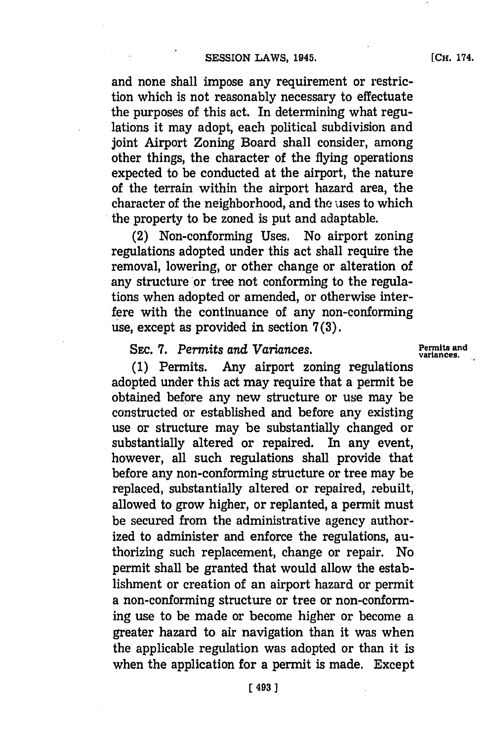and none shall impose any requirement or restriction which is not reasonably necessary to effectuate the purposes of this act. In determining what regulations it may adopt, each political subdivision and joint Airport Zoning Board shall consider, among other things, the character of the flying operations expected to be conducted at the airport, the nature of the terrain within the airport hazard area, the character of the neighborhood, and the uses to which the property to be zoned is put and adaptable.

(2) Non-conforming Uses. No airport zoning regulations adopted under this act shall require the removal, lowering, or other change or alteration of any structure or tree not conforming to the regulations when adopted or amended, or otherwise interfere with the continuance of any non-conforming use, except as provided in section 7(3).

SEC. 7. *Permits and Variances.*

Permits and variances.

(1) Permits. Any airport zoning regulations adopted under this act may require that a permit be obtained before any new structure or use may be constructed or established and before any existing use or structure may be substantially changed or substantially altered or repaired. In any event, however, all such regulations shall provide that before any non-conforming structure or tree may be replaced, substantially altered or repaired, rebuilt, allowed to grow higher, or replanted, a permit must be secured from the administrative agency authorized to administer and enforce the regulations, authorizing such replacement, change or repair. No permit shall be granted that would allow the establishment or creation of an airport hazard or permit a non-conforming structure or tree or non-conforming use to be made or become higher or become a greater hazard to air navigation than it was when the applicable regulation was adopted or than it is when the application for a permit is made. Except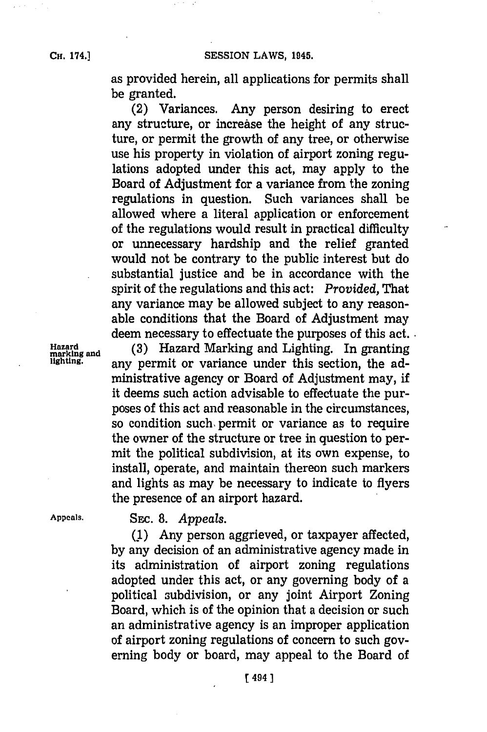as provided herein, all applications for permits shall be granted.

(2) Variances. Any person desiring to erect any structure, or increase the height of any structure, or permit the growth of any tree, or otherwise use his property in violation of airport zoning regulations adopted under this act, may apply to the Board of Adjustment for a variance from the zoning regulations in question. Such variances shall be allowed where a literal application or enforcement of the regulations would result in practical difficulty or unnecessary hardship and the relief granted would not be contrary to the public interest but do substantial justice and be in accordance with the spirit of the regulations and this act: *Provided,* That any variance may be allowed subject to any reasonable conditions that the Board of Adjustment may deem necessary to effectuate the purposes of this act.

Hazard marking and lighting.

(3) Hazard Marking and Lighting. In granting any permit or variance under this section, the administrative agency or Board of Adjustment may, if it deems such action advisable to effectuate the purposes of this act and reasonable in the circumstances, so condition such permit or variance as to require the owner of the structure or tree in question to permit the political subdivision, at its own expense, to install, operate, and maintain thereon such markers and lights as may be necessary to indicate to flyers the presence of an airport hazard.

Appeals.

SEC. 8. *Appeals.*

(1) Any person aggrieved, or taxpayer affected, by any decision of an administrative agency made in its administration of airport zoning regulations adopted under this act, or any governing body of a political subdivision, or any joint Airport Zoning Board, which is of the opinion that a decision or such an administrative agency is an improper application of airport zoning regulations of concern to such governing body or board, may appeal to the Board of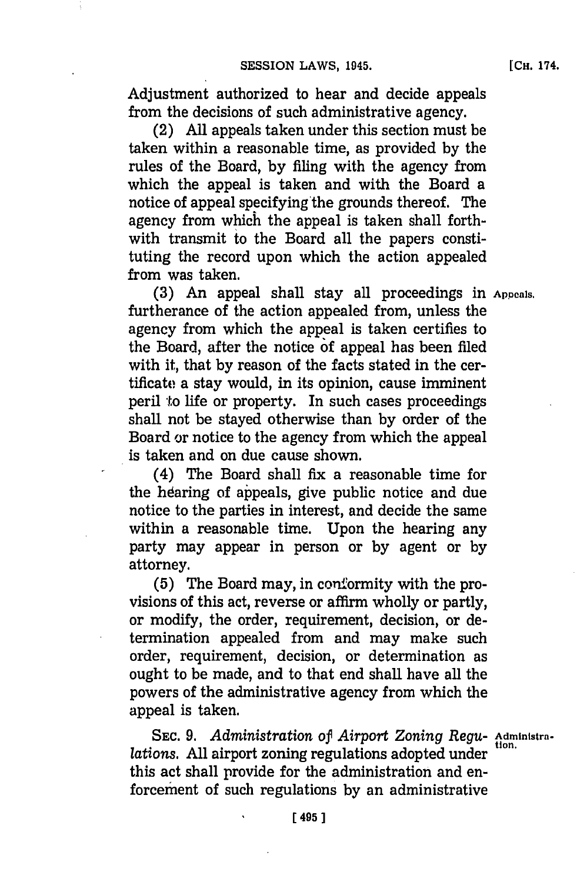Adjustment authorized to hear and decide appeals from the decisions of such administrative agency.

(2) All appeals taken under this section must be taken within a reasonable time, as provided by the rules of the Board, by filing with the agency from which the appeal is taken and with the Board a notice of appeal specifying the grounds thereof. The agency from which the appeal is taken shall forthwith transmit to the Board all the papers constituting the record upon which the action appealed from was taken.

Appeals.

(3) An appeal shall stay all proceedings in furtherance of the action appealed from, unless the agency from which the appeal is taken certifies to the Board, after the notice of appeal has been filed with it, that by reason of the facts stated in the certificate a stay would, in its opinion, cause imminent peril to life or property. In such cases proceedings shall not be stayed otherwise than by order of the Board or notice to the agency from which the appeal is taken and on due cause shown.

(4) The Board shall fix a reasonable time for the hearing of appeals, give public notice and due notice to the parties in interest, and decide the same within a reasonable time. Upon the hearing any party may appear in person or by agent or by attorney.

(5) The Board may, in conformity with the provisions of this act, reverse or affirm wholly or partly, or modify, the order, requirement, decision, or determination appealed from and may make such order, requirement, decision, or determination as ought to be made, and to that end shall have all the powers of the administrative agency from which the appeal is taken.

Administration.

SEC. 9. *Administration of Airport Zoning Regulations.* All airport zoning regulations adopted under this act shall provide for the administration and enforcement of such regulations by an administrative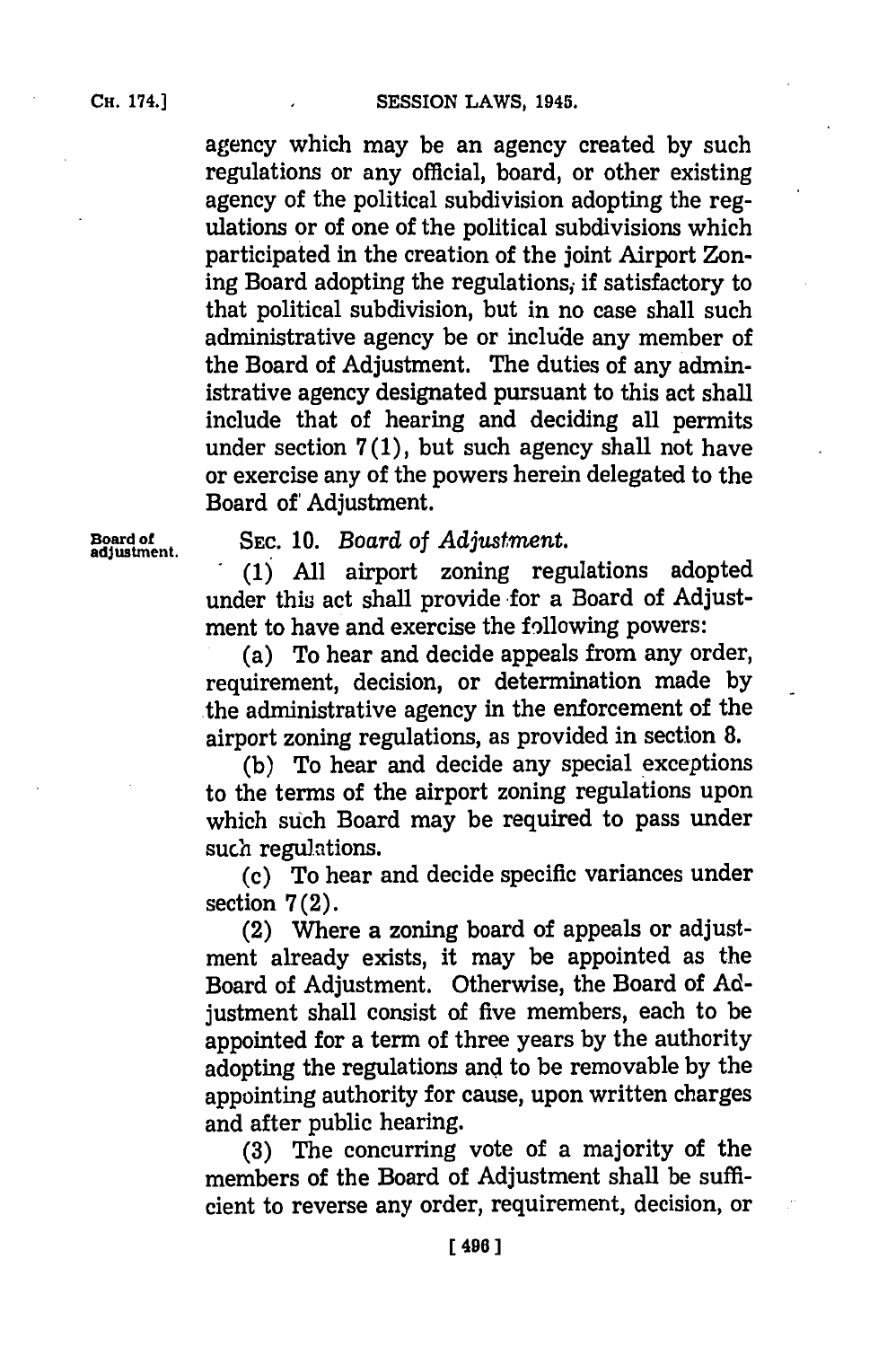agency which may be an agency created by such regulations or any official, board, or other existing agency of the political subdivision adopting the regulations or of one of the political subdivisions which participated in the creation of the joint Airport Zoning Board adopting the regulations, if satisfactory to that political subdivision, but in no case shall such administrative agency be or include any member of the Board of Adjustment. The duties of any administrative agency designated pursuant to this act shall include that of hearing and deciding all permits under section 7(1), but such agency shall not have or exercise any of the powers herein delegated to the Board of Adjustment.

Board of adjustment.

SEC. 10. *Board of Adjustment.*

(1) All airport zoning regulations adopted under this act shall provide for a Board of Adjustment to have and exercise the following powers:

(a) To hear and decide appeals from any order, requirement, decision, or determination made by the administrative agency in the enforcement of the airport zoning regulations, as provided in section 8.

(b) To hear and decide any special exceptions to the terms of the airport zoning regulations upon which such Board may be required to pass under such regulations.

(c) To hear and decide specific variances under section 7(2).

(2) Where a zoning board of appeals or adjustment already exists, it may be appointed as the Board of Adjustment. Otherwise, the Board of Adjustment shall consist of five members, each to be appointed for a term of three years by the authority adopting the regulations and to be removable by the appointing authority for cause, upon written charges and after public hearing.

(3) The concurring vote of a majority of the members of the Board of Adjustment shall be sufficient to reverse any order, requirement, decision, or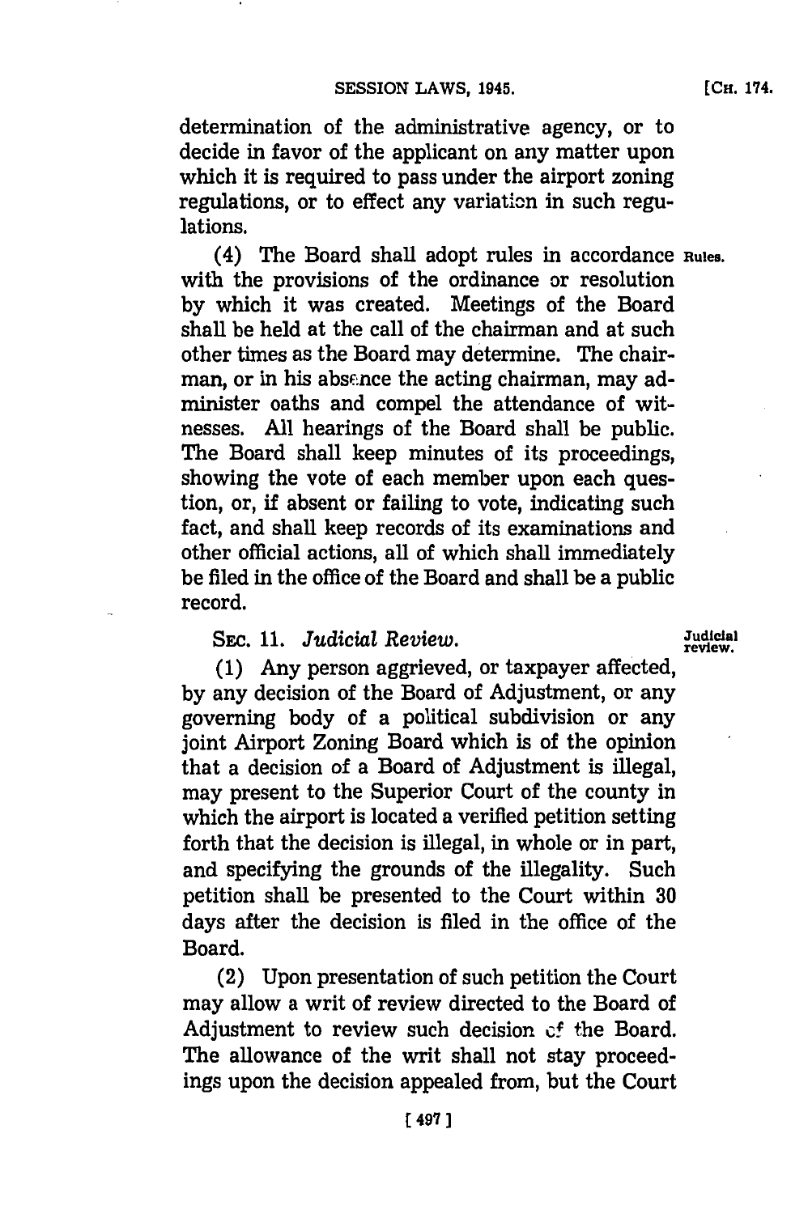determination of the administrative agency, or to decide in favor of the applicant on any matter upon which it is required to pass under the airport zoning regulations, or to effect any variation in such regulations.

(4) The Board shall adopt rules in accordance with the provisions of the ordinance or resolution by which it was created. Meetings of the Board shall be held at the call of the chairman and at such other times as the Board may determine. The chairman, or in his absence the acting chairman, may administer oaths and compel the attendance of witnesses. All hearings of the Board shall be public. The Board shall keep minutes of its proceedings, showing the vote of each member upon each question, or, if absent or failing to vote, indicating such fact, and shall keep records of its examinations and other official actions, all of which shall immediately be filed in the office of the Board and shall be a public record.

SEC. 11. *Judicial Review.*

(1) Any person aggrieved, or taxpayer affected, by any decision of the Board of Adjustment, or any governing body of a political subdivision or any joint Airport Zoning Board which is of the opinion that a decision of a Board of Adjustment is illegal, may present to the Superior Court of the county in which the airport is located a verified petition setting forth that the decision is illegal, in whole or in part, and specifying the grounds of the illegality. Such petition shall be presented to the Court within 30 days after the decision is filed in the office of the Board.

(2) Upon presentation of such petition the Court may allow a writ of review directed to the Board of Adjustment to review such decision of the Board. The allowance of the writ shall not stay proceedings upon the decision appealed from, but the Court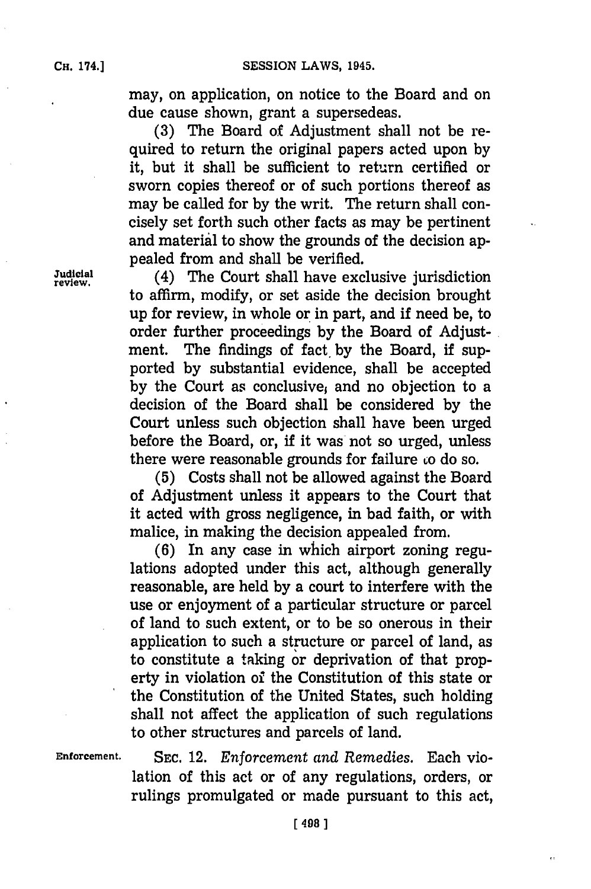may, on application, on notice to the Board and on due cause shown, grant a supersedeas.

(3) The Board of Adjustment shall not be required to return the original papers acted upon by it, but it shall be sufficient to return certified or sworn copies thereof or of such portions thereof as may be called for by the writ. The return shall concisely set forth such other facts as may be pertinent and material to show the grounds of the decision appealed from and shall be verified.

Judicial review.

(4) The Court shall have exclusive jurisdiction to affirm, modify, or set aside the decision brought up for review, in whole or in part, and if need be, to order further proceedings by the Board of Adjustment. The findings of fact by the Board, if supported by substantial evidence, shall be accepted by the Court as conclusive; and no objection to a decision of the Board shall be considered by the Court unless such objection shall have been urged before the Board, or, if it was not so urged, unless there were reasonable grounds for failure to do so.

(5) Costs shall not be allowed against the Board of Adjustment unless it appears to the Court that it acted with gross negligence, in bad faith, or with malice, in making the decision appealed from.

(6) In any case in which airport zoning regulations adopted under this act, although generally reasonable, are held by a court to interfere with the use or enjoyment of a particular structure or parcel of land to such extent, or to be so onerous in their application to such a structure or parcel of land, as to constitute a taking or deprivation of that property in violation of the Constitution of this state or the Constitution of the United States, such holding shall not affect the application of such regulations to other structures and parcels of land.

Enforcement.

SEC. 12. *Enforcement and Remedies.* Each violation of this act or of any regulations, orders, or rulings promulgated or made pursuant to this act,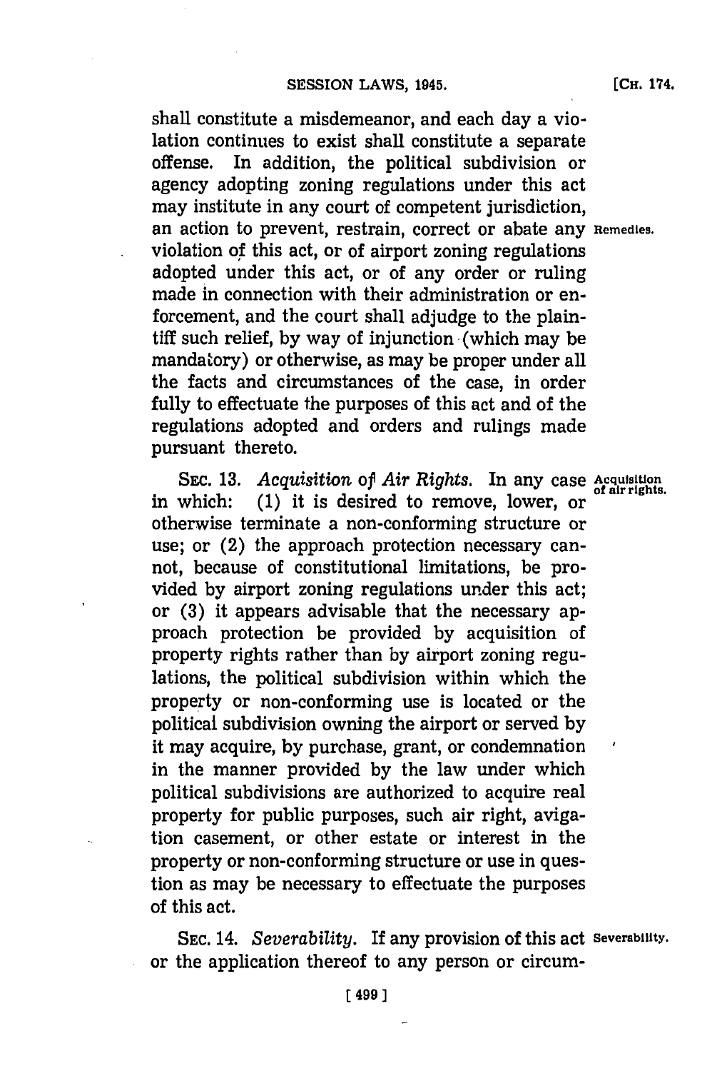shall constitute a misdemeanor, and each day a violation continues to exist shall constitute a separate offense. In addition, the political subdivision or agency adopting zoning regulations under this act may institute in any court of competent jurisdiction, an action to prevent, restrain, correct or abate any violation of this act, or of airport zoning regulations adopted under this act, or of any order or ruling made in connection with their administration or enforcement, and the court shall adjudge to the plaintiff such relief, by way of injunction (which may be mandatory) or otherwise, as may be proper under all the facts and circumstances of the case, in order fully to effectuate the purposes of this act and of the regulations adopted and orders and rulings made pursuant thereto.

**Remedies.**

SEC. 13. *Acquisition of Air Rights.* In any case in which: (1) it is desired to remove, lower, or otherwise terminate a non-conforming structure or use; or (2) the approach protection necessary cannot, because of constitutional limitations, be provided by airport zoning regulations under this act; or (3) it appears advisable that the necessary approach protection be provided by acquisition of property rights rather than by airport zoning regulations, the political subdivision within which the property or non-conforming use is located or the political subdivision owning the airport or served by it may acquire, by purchase, grant, or condemnation in the manner provided by the law under which political subdivisions are authorized to acquire real property for public purposes, such air right, avigation easement, or other estate or interest in the property or non-conforming structure or use in question as may be necessary to effectuate the purposes of this act.

**Acquisition of air rights.**

SEC. 14. *Severability.* If any provision of this act or the application thereof to any person or circum-

**Severability.**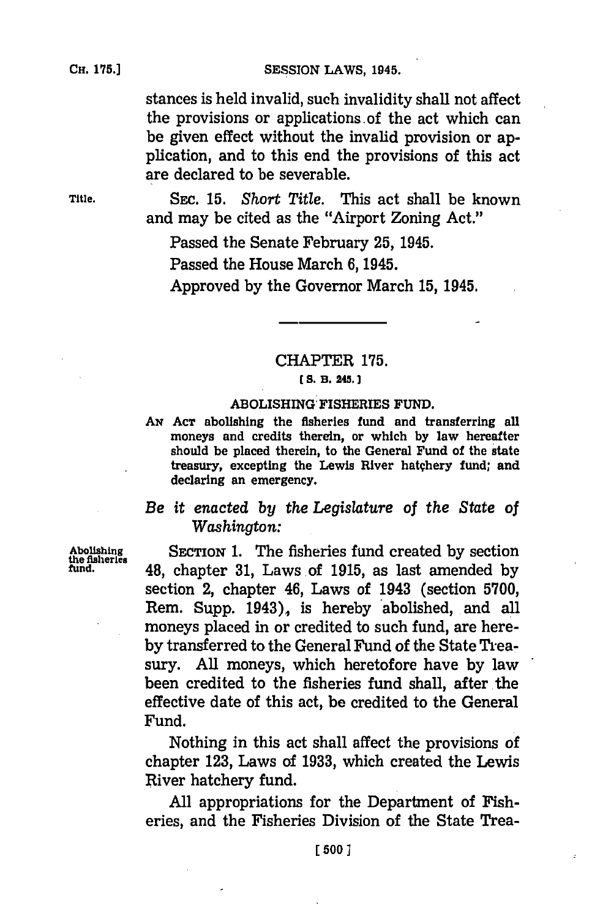stances is held invalid, such invalidity shall not affect the provisions or applications of the act which can be given effect without the invalid provision or application, and to this end the provisions of this act are declared to be severable.

Title. SEC. 15. *Short Title.* This act shall be known and may be cited as the "Airport Zoning Act."

Passed the Senate February 25, 1945.

Passed the House March 6, 1945.

Approved by the Governor March 15, 1945.

## CHAPTER 175.

[S. B. 245.]

### ABOLISHING FISHERIES FUND.

AN ACT abolishing the fisheries fund and transferring all moneys and credits therein, or which by law hereafter should be placed therein, to the General Fund of the state treasury, excepting the Lewis River hatchery fund; and declaring an emergency.

*Be it enacted by the Legislature of the State of Washington:*

Abolishing the fisheries fund. SECTION 1. The fisheries fund created by section 48, chapter 31, Laws of 1915, as last amended by section 2, chapter 46, Laws of 1943 (section 5700, Rem. Supp. 1943), is hereby abolished, and all moneys placed in or credited to such fund, are hereby transferred to the General Fund of the State Treasury. All moneys, which heretofore have by law been credited to the fisheries fund shall, after the effective date of this act, be credited to the General Fund.

Nothing in this act shall affect the provisions of chapter 123, Laws of 1933, which created the Lewis River hatchery fund.

All appropriations for the Department of Fisheries, and the Fisheries Division of the State Trea-